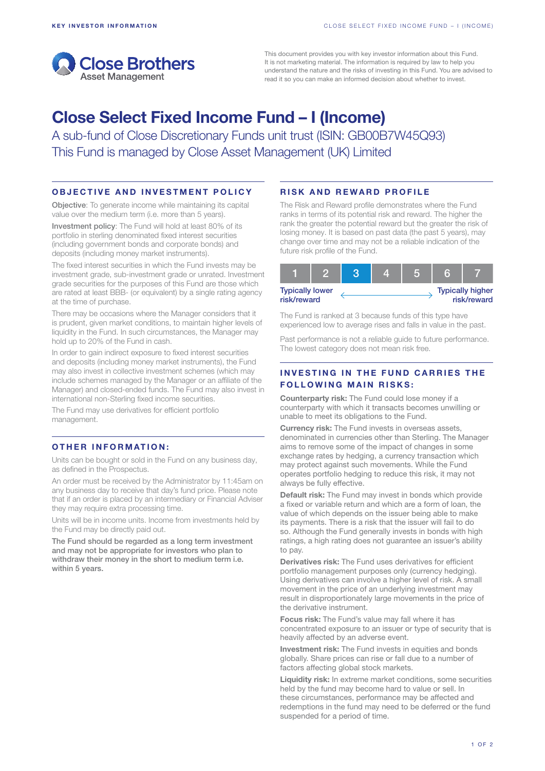Close Brothers
Asset Management

This document provides you with key investor information about this Fund. It is not marketing material. The information is required by law to help you understand the nature and the risks of investing in this Fund. You are advised to read it so you can make an informed decision about whether to invest.

# Close Select Fixed Income Fund – I (Income)

A sub-fund of Close Discretionary Funds unit trust (ISIN: GB00B7W45Q93)
This Fund is managed by Close Asset Management (UK) Limited

## OBJECTIVE AND INVESTMENT POLICY

**Objective**: To generate income while maintaining its capital value over the medium term (i.e. more than 5 years).

**Investment policy**: The Fund will hold at least 80% of its portfolio in sterling denominated fixed interest securities (including government bonds and corporate bonds) and deposits (including money market instruments).

The fixed interest securities in which the Fund invests may be investment grade, sub-investment grade or unrated. Investment grade securities for the purposes of this Fund are those which are rated at least BBB- (or equivalent) by a single rating agency at the time of purchase.

There may be occasions where the Manager considers that it is prudent, given market conditions, to maintain higher levels of liquidity in the Fund. In such circumstances, the Manager may hold up to 20% of the Fund in cash.

In order to gain indirect exposure to fixed interest securities and deposits (including money market instruments), the Fund may also invest in collective investment schemes (which may include schemes managed by the Manager or an affiliate of the Manager) and closed-ended funds. The Fund may also invest in international non-Sterling fixed income securities.

The Fund may use derivatives for efficient portfolio management.

## OTHER INFORMATION:

Units can be bought or sold in the Fund on any business day, as defined in the Prospectus.

An order must be received by the Administrator by 11:45am on any business day to receive that day's fund price. Please note that if an order is placed by an intermediary or Financial Adviser they may require extra processing time.

Units will be in income units. Income from investments held by the Fund may be directly paid out.

**The Fund should be regarded as a long term investment and may not be appropriate for investors who plan to withdraw their money in the short to medium term i.e. within 5 years.**

## RISK AND REWARD PROFILE

The Risk and Reward profile demonstrates where the Fund ranks in terms of its potential risk and reward. The higher the rank the greater the potential reward but the greater the risk of losing money. It is based on past data (the past 5 years), may change over time and may not be a reliable indication of the future risk profile of the Fund.

| 1 | 2 | **3** | 4 | 5 | 6 | 7 |
|---|---|---|---|---|---|---|

Typically lower risk/reward ⟷ Typically higher risk/reward

The Fund is ranked at 3 because funds of this type have experienced low to average rises and falls in value in the past.

Past performance is not a reliable guide to future performance. The lowest category does not mean risk free.

## INVESTING IN THE FUND CARRIES THE FOLLOWING MAIN RISKS:

**Counterparty risk:** The Fund could lose money if a counterparty with which it transacts becomes unwilling or unable to meet its obligations to the Fund.

**Currency risk:** The Fund invests in overseas assets, denominated in currencies other than Sterling. The Manager aims to remove some of the impact of changes in some exchange rates by hedging, a currency transaction which may protect against such movements. While the Fund operates portfolio hedging to reduce this risk, it may not always be fully effective.

**Default risk:** The Fund may invest in bonds which provide a fixed or variable return and which are a form of loan, the value of which depends on the issuer being able to make its payments. There is a risk that the issuer will fail to do so. Although the Fund generally invests in bonds with high ratings, a high rating does not guarantee an issuer's ability to pay.

**Derivatives risk:** The Fund uses derivatives for efficient portfolio management purposes only (currency hedging). Using derivatives can involve a higher level of risk. A small movement in the price of an underlying investment may result in disproportionately large movements in the price of the derivative instrument.

**Focus risk:** The Fund's value may fall where it has concentrated exposure to an issuer or type of security that is heavily affected by an adverse event.

**Investment risk:** The Fund invests in equities and bonds globally. Share prices can rise or fall due to a number of factors affecting global stock markets.

**Liquidity risk:** In extreme market conditions, some securities held by the fund may become hard to value or sell. In these circumstances, performance may be affected and redemptions in the fund may need to be deferred or the fund suspended for a period of time.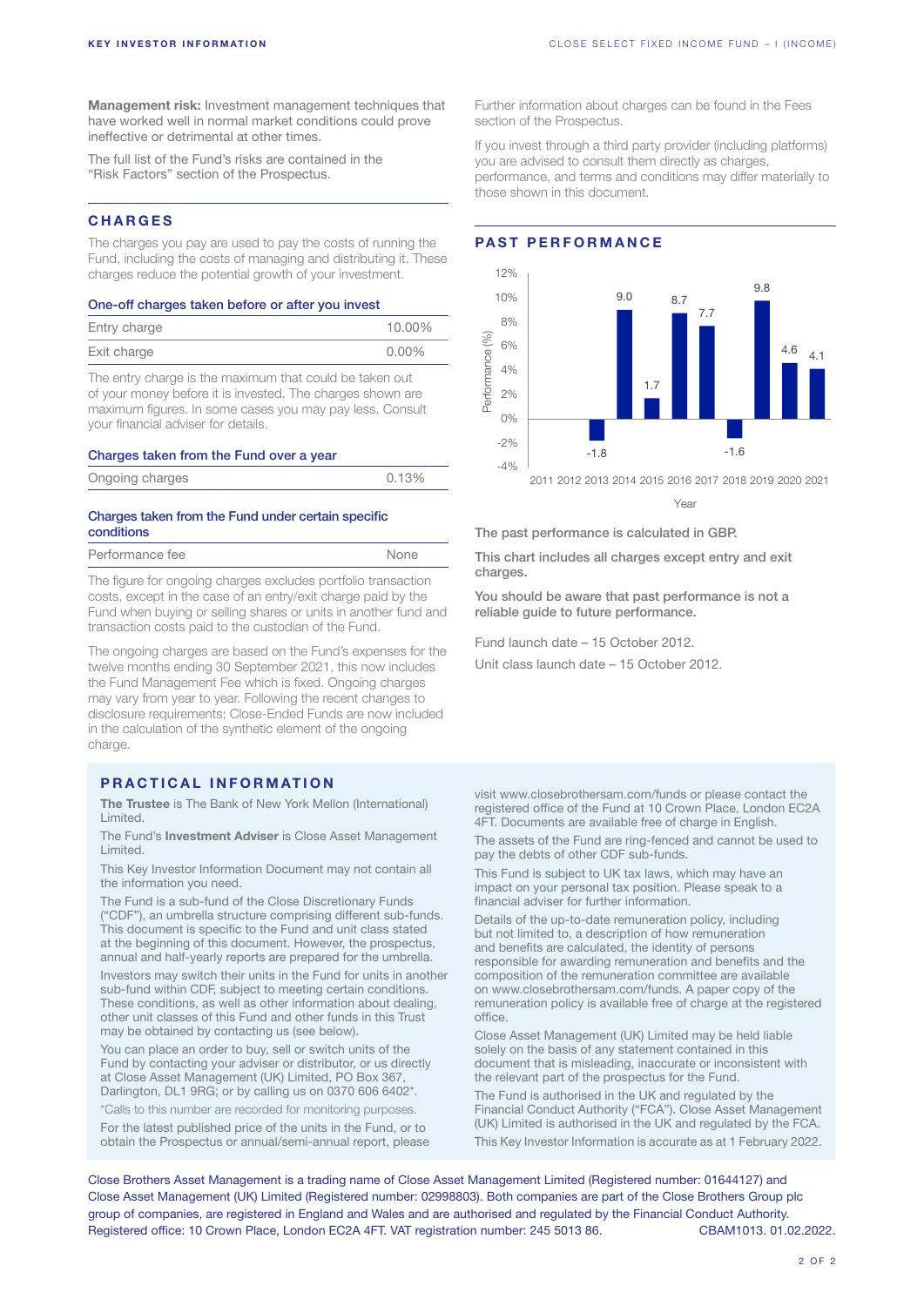**Management risk:** Investment management techniques that have worked well in normal market conditions could prove ineffective or detrimental at other times.

The full list of the Fund's risks are contained in the "Risk Factors" section of the Prospectus.

## CHARGES

The charges you pay are used to pay the costs of running the Fund, including the costs of managing and distributing it. These charges reduce the potential growth of your investment.

### One-off charges taken before or after you invest

| | |
|---|---|
| Entry charge | 10.00% |
| Exit charge | 0.00% |

The entry charge is the maximum that could be taken out of your money before it is invested. The charges shown are maximum figures. In some cases you may pay less. Consult your financial adviser for details.

### Charges taken from the Fund over a year

| | |
|---|---|
| Ongoing charges | 0.13% |

### Charges taken from the Fund under certain specific conditions

| | |
|---|---|
| Performance fee | None |

The figure for ongoing charges excludes portfolio transaction costs, except in the case of an entry/exit charge paid by the Fund when buying or selling shares or units in another fund and transaction costs paid to the custodian of the Fund.

The ongoing charges are based on the Fund's expenses for the twelve months ending 30 September 2021, this now includes the Fund Management Fee which is fixed. Ongoing charges may vary from year to year. Following the recent changes to disclosure requirements; Close-Ended Funds are now included in the calculation of the synthetic element of the ongoing charge.

Further information about charges can be found in the Fees section of the Prospectus.

If you invest through a third party provider (including platforms) you are advised to consult them directly as charges, performance, and terms and conditions may differ materially to those shown in this document.

## PAST PERFORMANCE

12%
10%
8%
6%
4%
2%
0%
-2%
-4%

Performance (%)

-1.8
9.0
1.7
8.7
7.7
-1.6
9.8
4.6
4.1

2011 2012 2013 2014 2015 2016 2017 2018 2019 2020 2021

Year

The past performance is calculated in GBP.

This chart includes all charges except entry and exit charges.

You should be aware that past performance is not a reliable guide to future performance.

Fund launch date – 15 October 2012.

Unit class launch date – 15 October 2012.

## PRACTICAL INFORMATION

**The Trustee** is The Bank of New York Mellon (International) Limited.

The Fund's **Investment Adviser** is Close Asset Management Limited.

This Key Investor Information Document may not contain all the information you need.

The Fund is a sub-fund of the Close Discretionary Funds ("CDF"), an umbrella structure comprising different sub-funds. This document is specific to the Fund and unit class stated at the beginning of this document. However, the prospectus, annual and half-yearly reports are prepared for the umbrella.

Investors may switch their units in the Fund for units in another sub-fund within CDF, subject to meeting certain conditions. These conditions, as well as other information about dealing, other unit classes of this Fund and other funds in this Trust may be obtained by contacting us (see below).

You can place an order to buy, sell or switch units of the Fund by contacting your adviser or distributor, or us directly at Close Asset Management (UK) Limited, PO Box 367, Darlington, DL1 9RG; or by calling us on 0370 606 6402*.

*Calls to this number are recorded for monitoring purposes.

For the latest published price of the units in the Fund, or to obtain the Prospectus or annual/semi-annual report, please visit www.closebrothersam.com/funds or please contact the registered office of the Fund at 10 Crown Place, London EC2A 4FT. Documents are available free of charge in English.

The assets of the Fund are ring-fenced and cannot be used to pay the debts of other CDF sub-funds.

This Fund is subject to UK tax laws, which may have an impact on your personal tax position. Please speak to a financial adviser for further information.

Details of the up-to-date remuneration policy, including but not limited to, a description of how remuneration and benefits are calculated, the identity of persons responsible for awarding remuneration and benefits and the composition of the remuneration committee are available on www.closebrothersam.com/funds. A paper copy of the remuneration policy is available free of charge at the registered office.

Close Asset Management (UK) Limited may be held liable solely on the basis of any statement contained in this document that is misleading, inaccurate or inconsistent with the relevant part of the prospectus for the Fund.

The Fund is authorised in the UK and regulated by the Financial Conduct Authority ("FCA"). Close Asset Management (UK) Limited is authorised in the UK and regulated by the FCA.

This Key Investor Information is accurate as at 1 February 2022.

Close Brothers Asset Management is a trading name of Close Asset Management Limited (Registered number: 01644127) and Close Asset Management (UK) Limited (Registered number: 02998803). Both companies are part of the Close Brothers Group plc group of companies, are registered in England and Wales and are authorised and regulated by the Financial Conduct Authority. Registered office: 10 Crown Place, London EC2A 4FT. VAT registration number: 245 5013 86. CBAM1013. 01.02.2022.